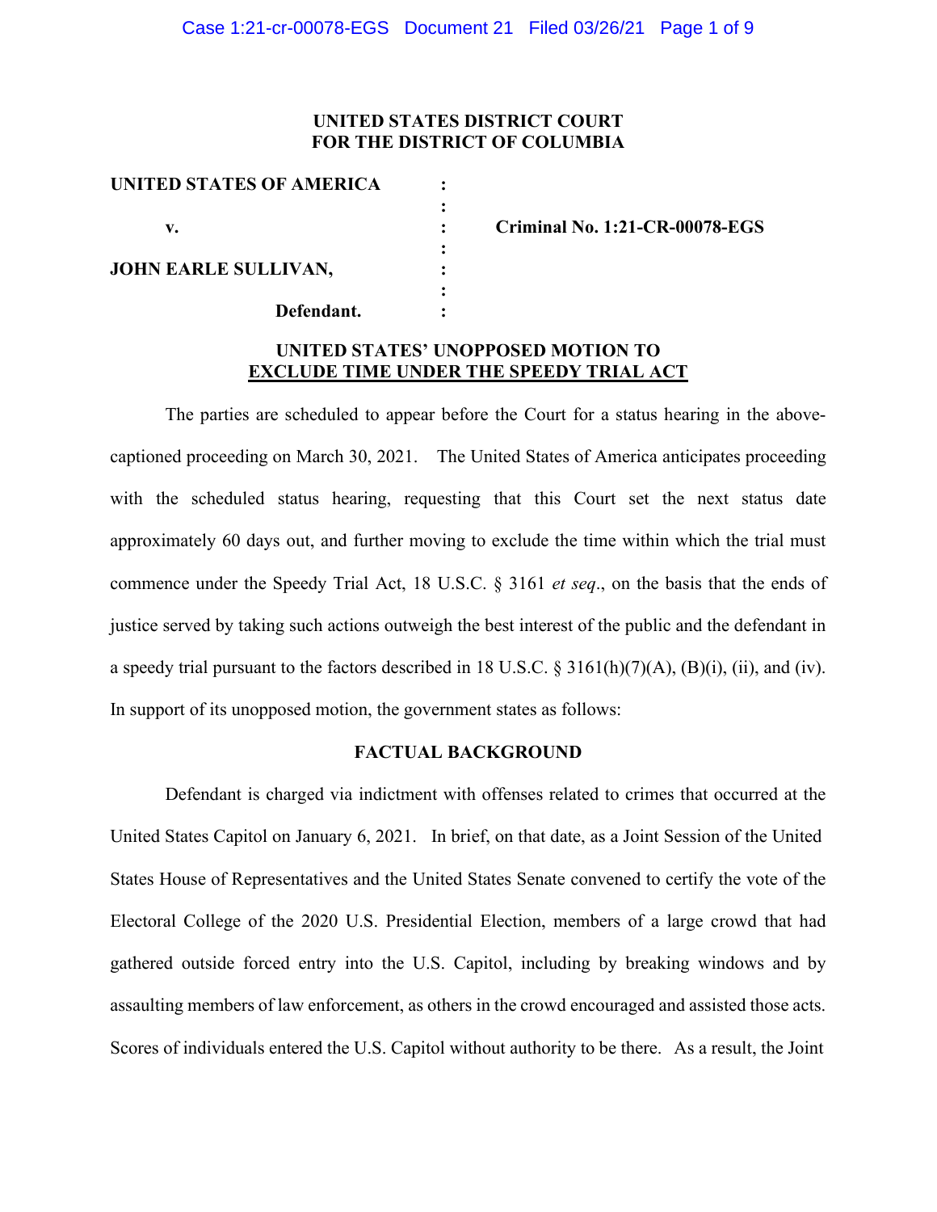**UNITED STATES DISTRICT COURT**
**FOR THE DISTRICT OF COLUMBIA**

| | | |
|---|---|---|
| **UNITED STATES OF AMERICA** | : | |
| | : | |
| **v.** | : | **Criminal No. 1:21-CR-00078-EGS** |
| | : | |
| **JOHN EARLE SULLIVAN,** | : | |
| | : | |
| **Defendant.** | : | |

**UNITED STATES' UNOPPOSED MOTION TO**
**EXCLUDE TIME UNDER THE SPEEDY TRIAL ACT**

The parties are scheduled to appear before the Court for a status hearing in the above-captioned proceeding on March 30, 2021. The United States of America anticipates proceeding with the scheduled status hearing, requesting that this Court set the next status date approximately 60 days out, and further moving to exclude the time within which the trial must commence under the Speedy Trial Act, 18 U.S.C. § 3161 *et seq*., on the basis that the ends of justice served by taking such actions outweigh the best interest of the public and the defendant in a speedy trial pursuant to the factors described in 18 U.S.C. § 3161(h)(7)(A), (B)(i), (ii), and (iv). In support of its unopposed motion, the government states as follows:

**FACTUAL BACKGROUND**

Defendant is charged via indictment with offenses related to crimes that occurred at the United States Capitol on January 6, 2021. In brief, on that date, as a Joint Session of the United States House of Representatives and the United States Senate convened to certify the vote of the Electoral College of the 2020 U.S. Presidential Election, members of a large crowd that had gathered outside forced entry into the U.S. Capitol, including by breaking windows and by assaulting members of law enforcement, as others in the crowd encouraged and assisted those acts. Scores of individuals entered the U.S. Capitol without authority to be there. As a result, the Joint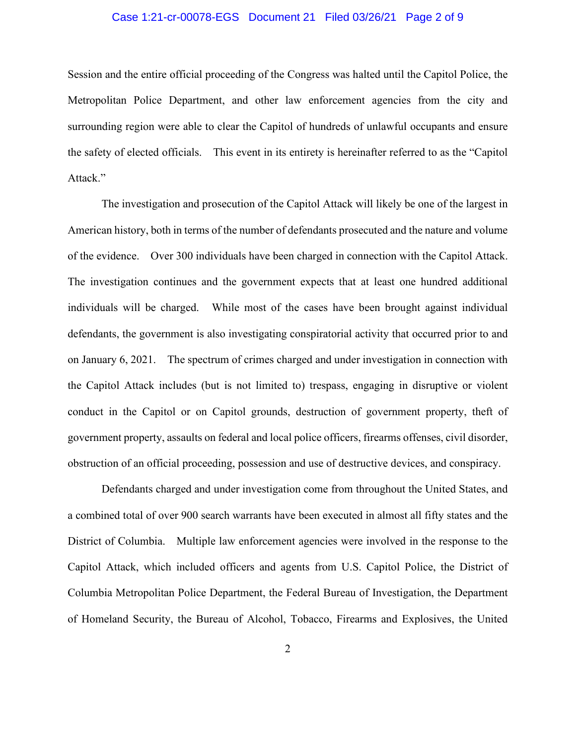Session and the entire official proceeding of the Congress was halted until the Capitol Police, the Metropolitan Police Department, and other law enforcement agencies from the city and surrounding region were able to clear the Capitol of hundreds of unlawful occupants and ensure the safety of elected officials. This event in its entirety is hereinafter referred to as the "Capitol Attack."

The investigation and prosecution of the Capitol Attack will likely be one of the largest in American history, both in terms of the number of defendants prosecuted and the nature and volume of the evidence. Over 300 individuals have been charged in connection with the Capitol Attack. The investigation continues and the government expects that at least one hundred additional individuals will be charged. While most of the cases have been brought against individual defendants, the government is also investigating conspiratorial activity that occurred prior to and on January 6, 2021. The spectrum of crimes charged and under investigation in connection with the Capitol Attack includes (but is not limited to) trespass, engaging in disruptive or violent conduct in the Capitol or on Capitol grounds, destruction of government property, theft of government property, assaults on federal and local police officers, firearms offenses, civil disorder, obstruction of an official proceeding, possession and use of destructive devices, and conspiracy.

Defendants charged and under investigation come from throughout the United States, and a combined total of over 900 search warrants have been executed in almost all fifty states and the District of Columbia. Multiple law enforcement agencies were involved in the response to the Capitol Attack, which included officers and agents from U.S. Capitol Police, the District of Columbia Metropolitan Police Department, the Federal Bureau of Investigation, the Department of Homeland Security, the Bureau of Alcohol, Tobacco, Firearms and Explosives, the United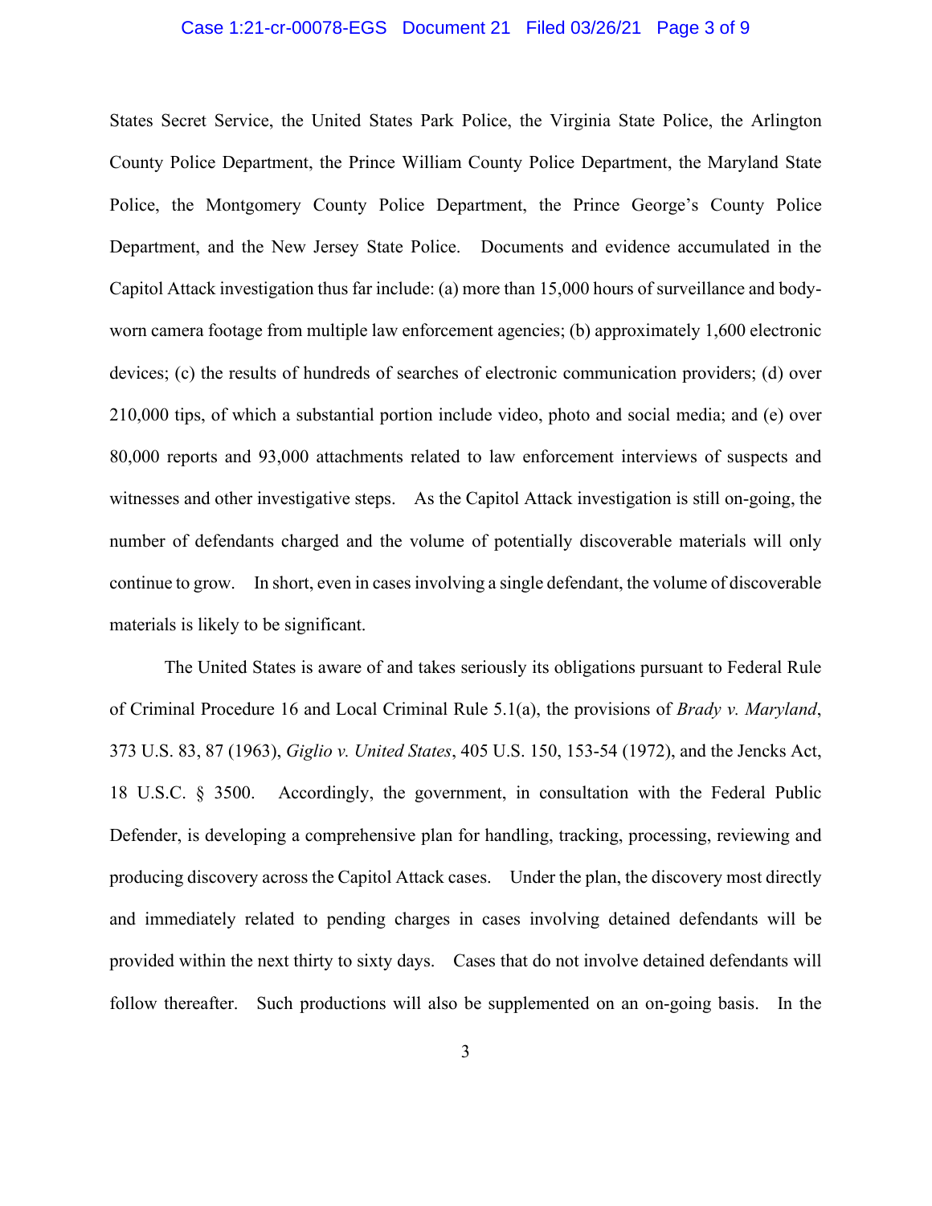States Secret Service, the United States Park Police, the Virginia State Police, the Arlington County Police Department, the Prince William County Police Department, the Maryland State Police, the Montgomery County Police Department, the Prince George's County Police Department, and the New Jersey State Police. Documents and evidence accumulated in the Capitol Attack investigation thus far include: (a) more than 15,000 hours of surveillance and body-worn camera footage from multiple law enforcement agencies; (b) approximately 1,600 electronic devices; (c) the results of hundreds of searches of electronic communication providers; (d) over 210,000 tips, of which a substantial portion include video, photo and social media; and (e) over 80,000 reports and 93,000 attachments related to law enforcement interviews of suspects and witnesses and other investigative steps. As the Capitol Attack investigation is still on-going, the number of defendants charged and the volume of potentially discoverable materials will only continue to grow. In short, even in cases involving a single defendant, the volume of discoverable materials is likely to be significant.

The United States is aware of and takes seriously its obligations pursuant to Federal Rule of Criminal Procedure 16 and Local Criminal Rule 5.1(a), the provisions of *Brady v. Maryland*, 373 U.S. 83, 87 (1963), *Giglio v. United States*, 405 U.S. 150, 153-54 (1972), and the Jencks Act, 18 U.S.C. § 3500. Accordingly, the government, in consultation with the Federal Public Defender, is developing a comprehensive plan for handling, tracking, processing, reviewing and producing discovery across the Capitol Attack cases. Under the plan, the discovery most directly and immediately related to pending charges in cases involving detained defendants will be provided within the next thirty to sixty days. Cases that do not involve detained defendants will follow thereafter. Such productions will also be supplemented on an on-going basis. In the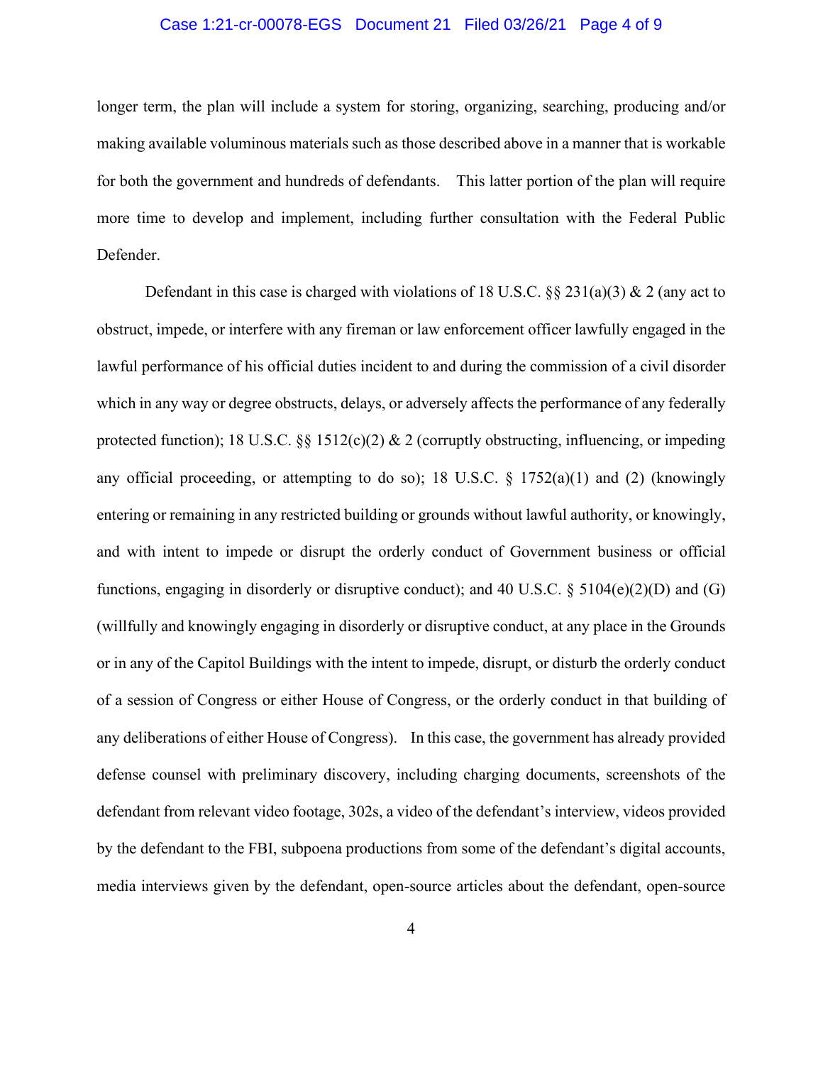longer term, the plan will include a system for storing, organizing, searching, producing and/or making available voluminous materials such as those described above in a manner that is workable for both the government and hundreds of defendants. This latter portion of the plan will require more time to develop and implement, including further consultation with the Federal Public Defender.

Defendant in this case is charged with violations of 18 U.S.C. §§ 231(a)(3) & 2 (any act to obstruct, impede, or interfere with any fireman or law enforcement officer lawfully engaged in the lawful performance of his official duties incident to and during the commission of a civil disorder which in any way or degree obstructs, delays, or adversely affects the performance of any federally protected function); 18 U.S.C. §§ 1512(c)(2) & 2 (corruptly obstructing, influencing, or impeding any official proceeding, or attempting to do so); 18 U.S.C. § 1752(a)(1) and (2) (knowingly entering or remaining in any restricted building or grounds without lawful authority, or knowingly, and with intent to impede or disrupt the orderly conduct of Government business or official functions, engaging in disorderly or disruptive conduct); and 40 U.S.C. § 5104(e)(2)(D) and (G) (willfully and knowingly engaging in disorderly or disruptive conduct, at any place in the Grounds or in any of the Capitol Buildings with the intent to impede, disrupt, or disturb the orderly conduct of a session of Congress or either House of Congress, or the orderly conduct in that building of any deliberations of either House of Congress). In this case, the government has already provided defense counsel with preliminary discovery, including charging documents, screenshots of the defendant from relevant video footage, 302s, a video of the defendant's interview, videos provided by the defendant to the FBI, subpoena productions from some of the defendant's digital accounts, media interviews given by the defendant, open-source articles about the defendant, open-source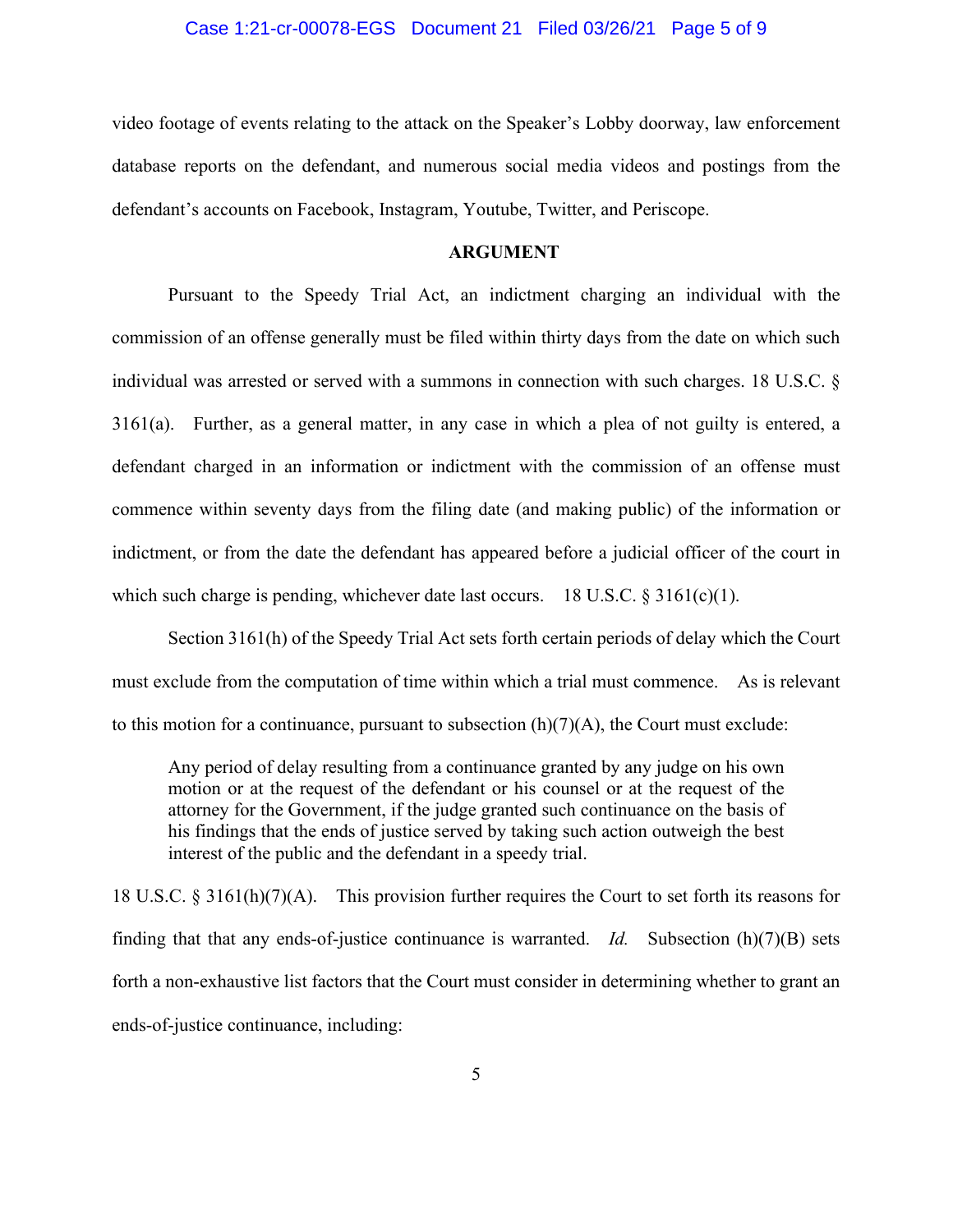video footage of events relating to the attack on the Speaker's Lobby doorway, law enforcement database reports on the defendant, and numerous social media videos and postings from the defendant's accounts on Facebook, Instagram, Youtube, Twitter, and Periscope.

## ARGUMENT

Pursuant to the Speedy Trial Act, an indictment charging an individual with the commission of an offense generally must be filed within thirty days from the date on which such individual was arrested or served with a summons in connection with such charges. 18 U.S.C. § 3161(a). Further, as a general matter, in any case in which a plea of not guilty is entered, a defendant charged in an information or indictment with the commission of an offense must commence within seventy days from the filing date (and making public) of the information or indictment, or from the date the defendant has appeared before a judicial officer of the court in which such charge is pending, whichever date last occurs. 18 U.S.C. § 3161(c)(1).

Section 3161(h) of the Speedy Trial Act sets forth certain periods of delay which the Court must exclude from the computation of time within which a trial must commence. As is relevant to this motion for a continuance, pursuant to subsection (h)(7)(A), the Court must exclude:

> Any period of delay resulting from a continuance granted by any judge on his own motion or at the request of the defendant or his counsel or at the request of the attorney for the Government, if the judge granted such continuance on the basis of his findings that the ends of justice served by taking such action outweigh the best interest of the public and the defendant in a speedy trial.

18 U.S.C. § 3161(h)(7)(A). This provision further requires the Court to set forth its reasons for finding that that any ends-of-justice continuance is warranted. *Id.* Subsection (h)(7)(B) sets forth a non-exhaustive list factors that the Court must consider in determining whether to grant an ends-of-justice continuance, including: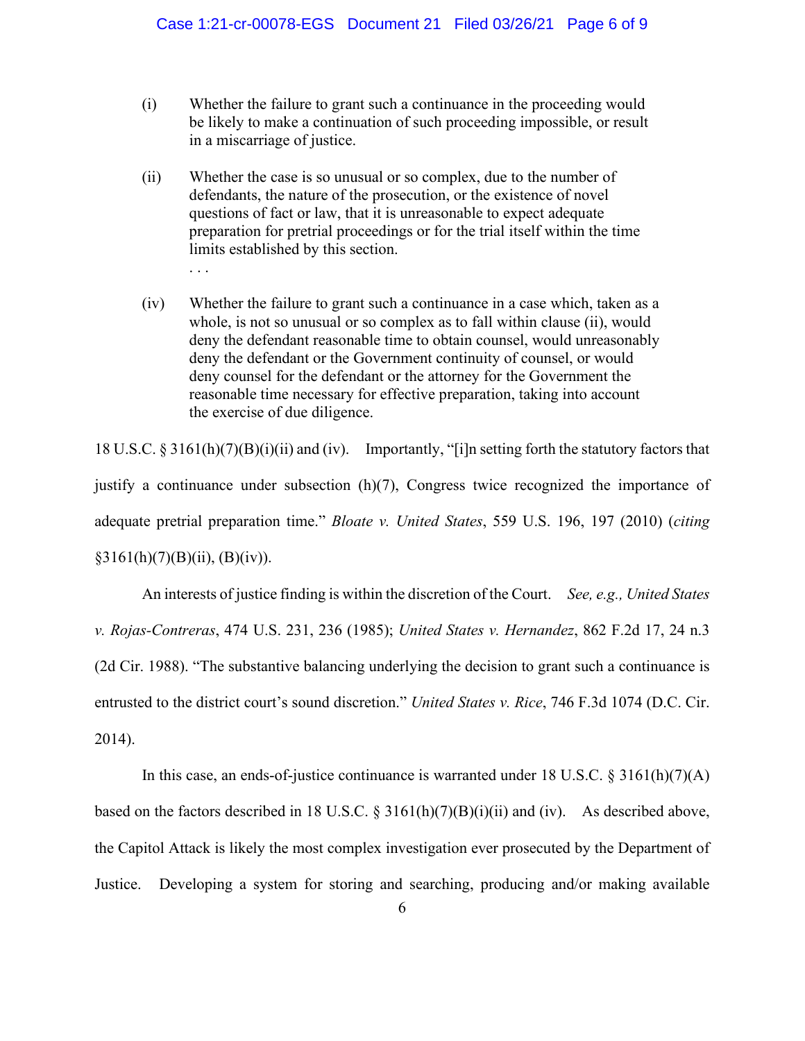(i) Whether the failure to grant such a continuance in the proceeding would be likely to make a continuation of such proceeding impossible, or result in a miscarriage of justice.

(ii) Whether the case is so unusual or so complex, due to the number of defendants, the nature of the prosecution, or the existence of novel questions of fact or law, that it is unreasonable to expect adequate preparation for pretrial proceedings or for the trial itself within the time limits established by this section.

. . .

(iv) Whether the failure to grant such a continuance in a case which, taken as a whole, is not so unusual or so complex as to fall within clause (ii), would deny the defendant reasonable time to obtain counsel, would unreasonably deny the defendant or the Government continuity of counsel, or would deny counsel for the defendant or the attorney for the Government the reasonable time necessary for effective preparation, taking into account the exercise of due diligence.

18 U.S.C. § 3161(h)(7)(B)(i)(ii) and (iv). Importantly, "[i]n setting forth the statutory factors that justify a continuance under subsection (h)(7), Congress twice recognized the importance of adequate pretrial preparation time." *Bloate v. United States*, 559 U.S. 196, 197 (2010) (*citing* §3161(h)(7)(B)(ii), (B)(iv)).

An interests of justice finding is within the discretion of the Court. *See, e.g., United States v. Rojas-Contreras*, 474 U.S. 231, 236 (1985); *United States v. Hernandez*, 862 F.2d 17, 24 n.3 (2d Cir. 1988). "The substantive balancing underlying the decision to grant such a continuance is entrusted to the district court's sound discretion." *United States v. Rice*, 746 F.3d 1074 (D.C. Cir. 2014).

In this case, an ends-of-justice continuance is warranted under 18 U.S.C. § 3161(h)(7)(A) based on the factors described in 18 U.S.C. § 3161(h)(7)(B)(i)(ii) and (iv). As described above, the Capitol Attack is likely the most complex investigation ever prosecuted by the Department of Justice. Developing a system for storing and searching, producing and/or making available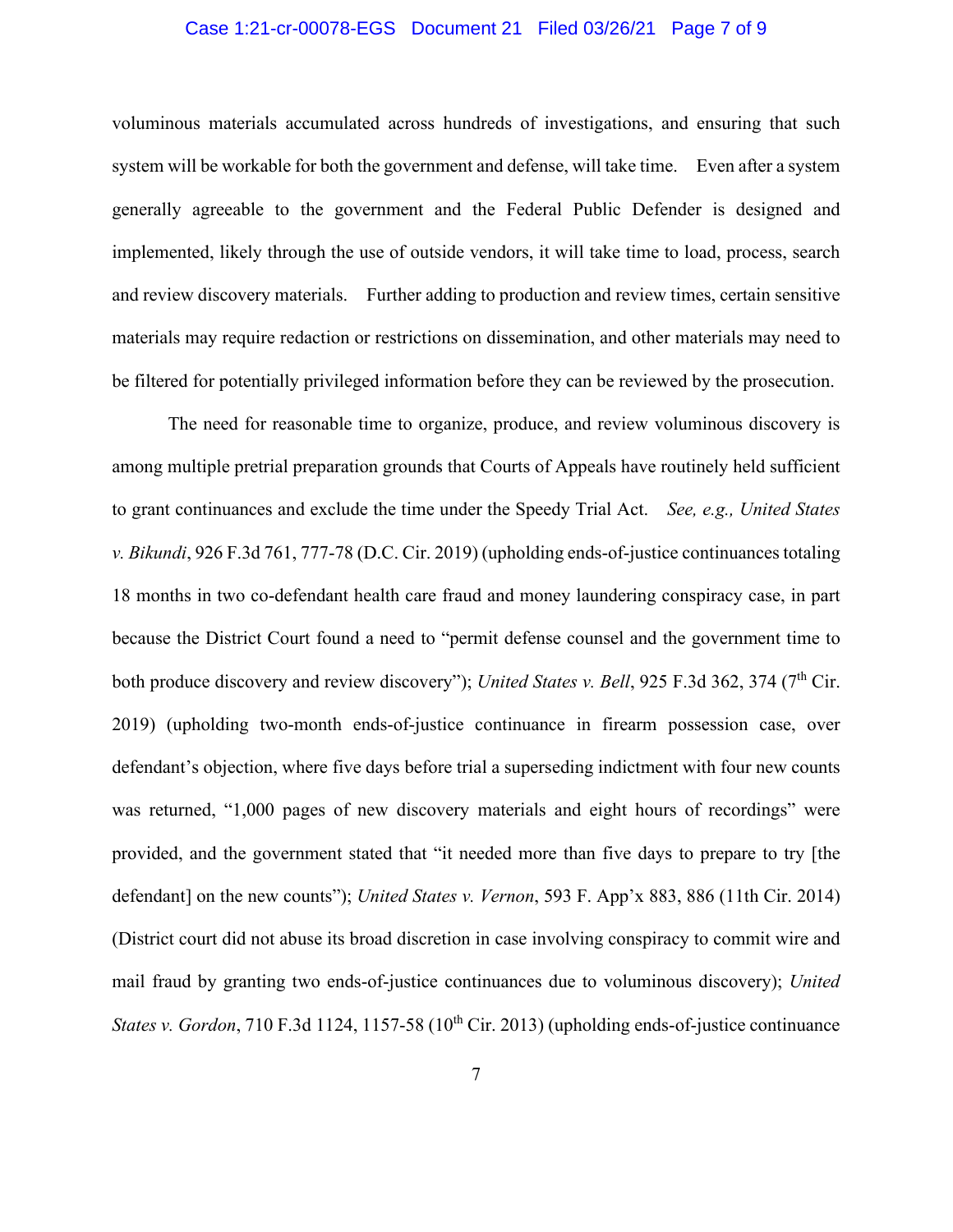voluminous materials accumulated across hundreds of investigations, and ensuring that such system will be workable for both the government and defense, will take time. Even after a system generally agreeable to the government and the Federal Public Defender is designed and implemented, likely through the use of outside vendors, it will take time to load, process, search and review discovery materials. Further adding to production and review times, certain sensitive materials may require redaction or restrictions on dissemination, and other materials may need to be filtered for potentially privileged information before they can be reviewed by the prosecution.

The need for reasonable time to organize, produce, and review voluminous discovery is among multiple pretrial preparation grounds that Courts of Appeals have routinely held sufficient to grant continuances and exclude the time under the Speedy Trial Act. *See, e.g., United States v. Bikundi*, 926 F.3d 761, 777-78 (D.C. Cir. 2019) (upholding ends-of-justice continuances totaling 18 months in two co-defendant health care fraud and money laundering conspiracy case, in part because the District Court found a need to "permit defense counsel and the government time to both produce discovery and review discovery"); *United States v. Bell*, 925 F.3d 362, 374 (7th Cir. 2019) (upholding two-month ends-of-justice continuance in firearm possession case, over defendant's objection, where five days before trial a superseding indictment with four new counts was returned, "1,000 pages of new discovery materials and eight hours of recordings" were provided, and the government stated that "it needed more than five days to prepare to try [the defendant] on the new counts"); *United States v. Vernon*, 593 F. App'x 883, 886 (11th Cir. 2014) (District court did not abuse its broad discretion in case involving conspiracy to commit wire and mail fraud by granting two ends-of-justice continuances due to voluminous discovery); *United States v. Gordon*, 710 F.3d 1124, 1157-58 (10th Cir. 2013) (upholding ends-of-justice continuance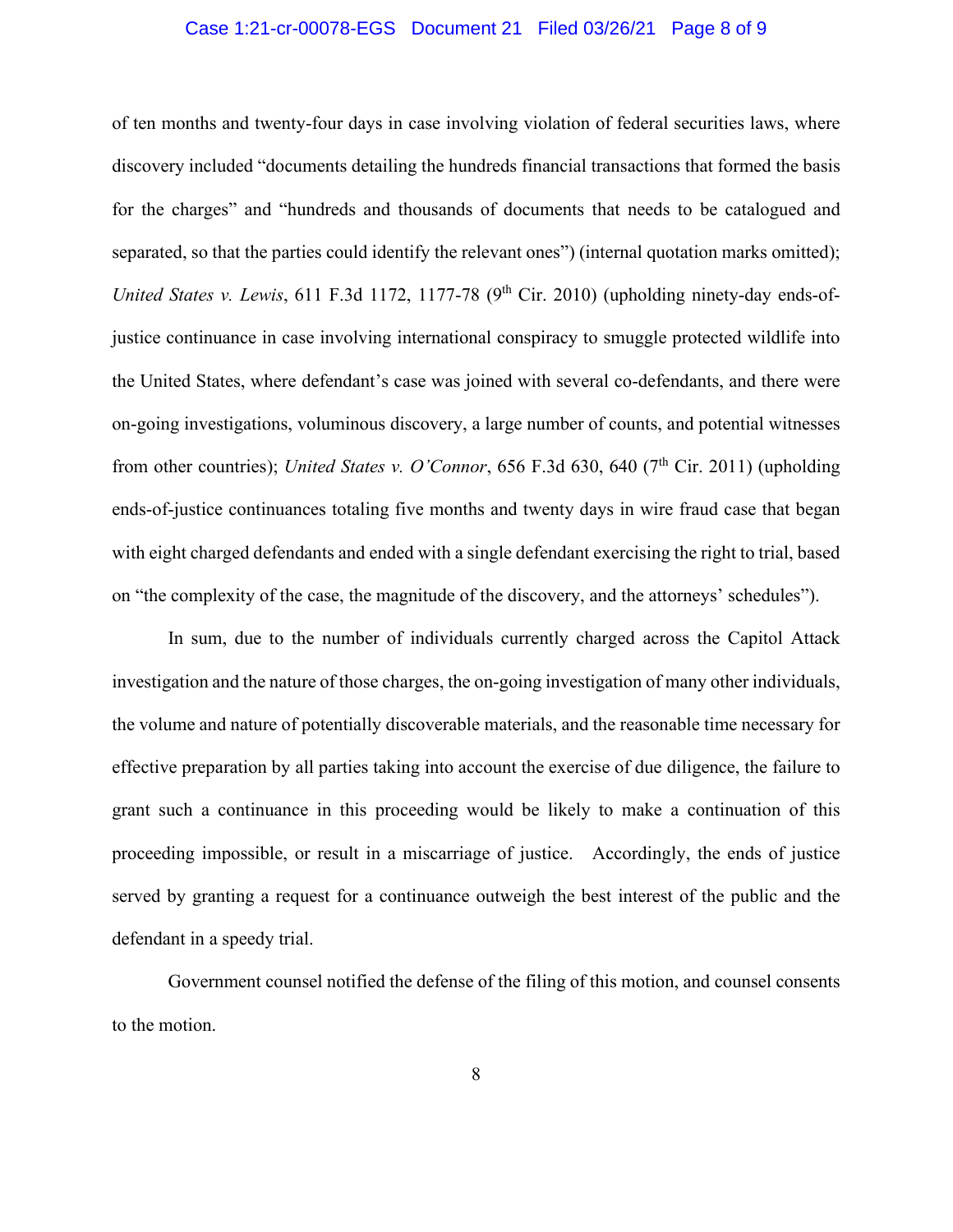of ten months and twenty-four days in case involving violation of federal securities laws, where discovery included "documents detailing the hundreds financial transactions that formed the basis for the charges" and "hundreds and thousands of documents that needs to be catalogued and separated, so that the parties could identify the relevant ones") (internal quotation marks omitted); *United States v. Lewis*, 611 F.3d 1172, 1177-78 (9th Cir. 2010) (upholding ninety-day ends-of-justice continuance in case involving international conspiracy to smuggle protected wildlife into the United States, where defendant's case was joined with several co-defendants, and there were on-going investigations, voluminous discovery, a large number of counts, and potential witnesses from other countries); *United States v. O'Connor*, 656 F.3d 630, 640 (7th Cir. 2011) (upholding ends-of-justice continuances totaling five months and twenty days in wire fraud case that began with eight charged defendants and ended with a single defendant exercising the right to trial, based on "the complexity of the case, the magnitude of the discovery, and the attorneys' schedules").

In sum, due to the number of individuals currently charged across the Capitol Attack investigation and the nature of those charges, the on-going investigation of many other individuals, the volume and nature of potentially discoverable materials, and the reasonable time necessary for effective preparation by all parties taking into account the exercise of due diligence, the failure to grant such a continuance in this proceeding would be likely to make a continuation of this proceeding impossible, or result in a miscarriage of justice. Accordingly, the ends of justice served by granting a request for a continuance outweigh the best interest of the public and the defendant in a speedy trial.

Government counsel notified the defense of the filing of this motion, and counsel consents to the motion.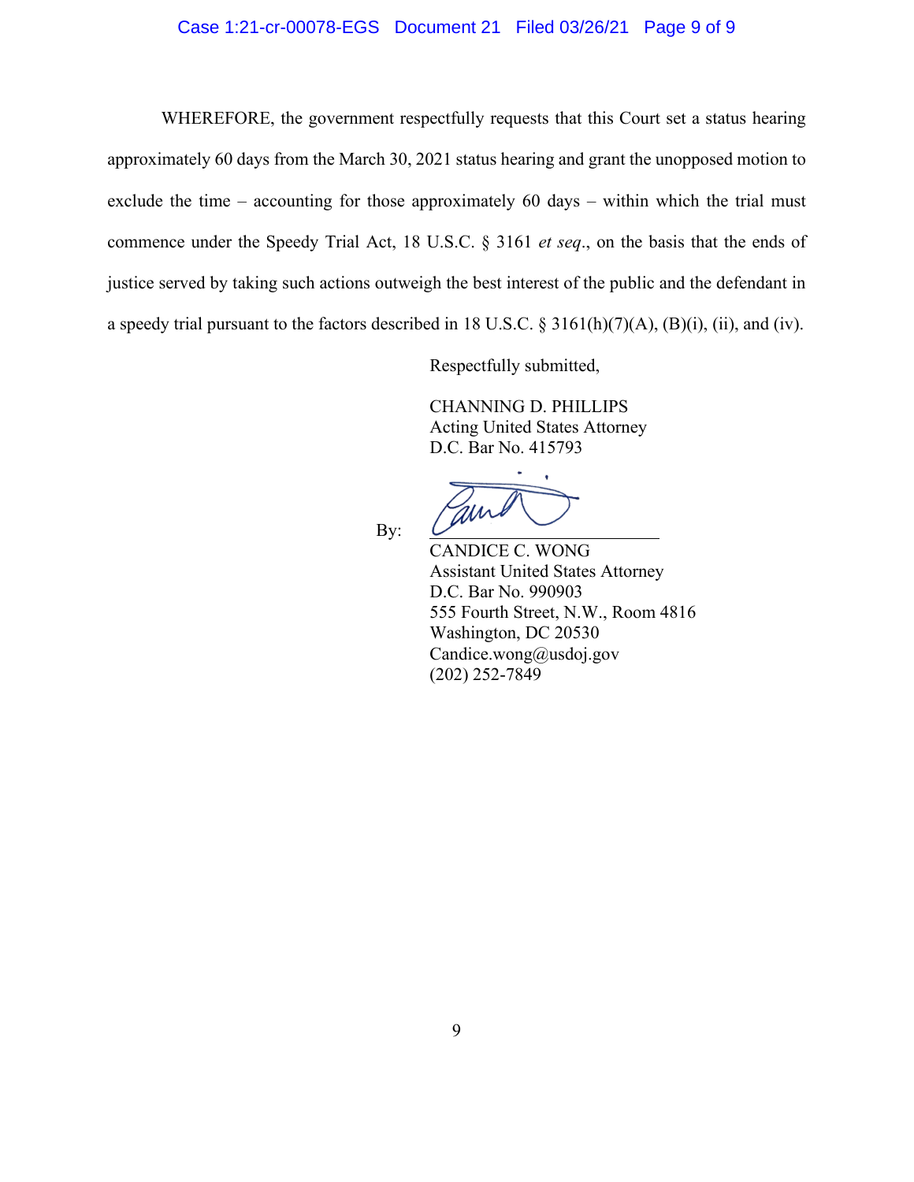WHEREFORE, the government respectfully requests that this Court set a status hearing approximately 60 days from the March 30, 2021 status hearing and grant the unopposed motion to exclude the time – accounting for those approximately 60 days – within which the trial must commence under the Speedy Trial Act, 18 U.S.C. § 3161 *et seq*., on the basis that the ends of justice served by taking such actions outweigh the best interest of the public and the defendant in a speedy trial pursuant to the factors described in 18 U.S.C. § 3161(h)(7)(A), (B)(i), (ii), and (iv).

Respectfully submitted,

CHANNING D. PHILLIPS
Acting United States Attorney
D.C. Bar No. 415793

By: ______________________
CANDICE C. WONG
Assistant United States Attorney
D.C. Bar No. 990903
555 Fourth Street, N.W., Room 4816
Washington, DC 20530
Candice.wong@usdoj.gov
(202) 252-7849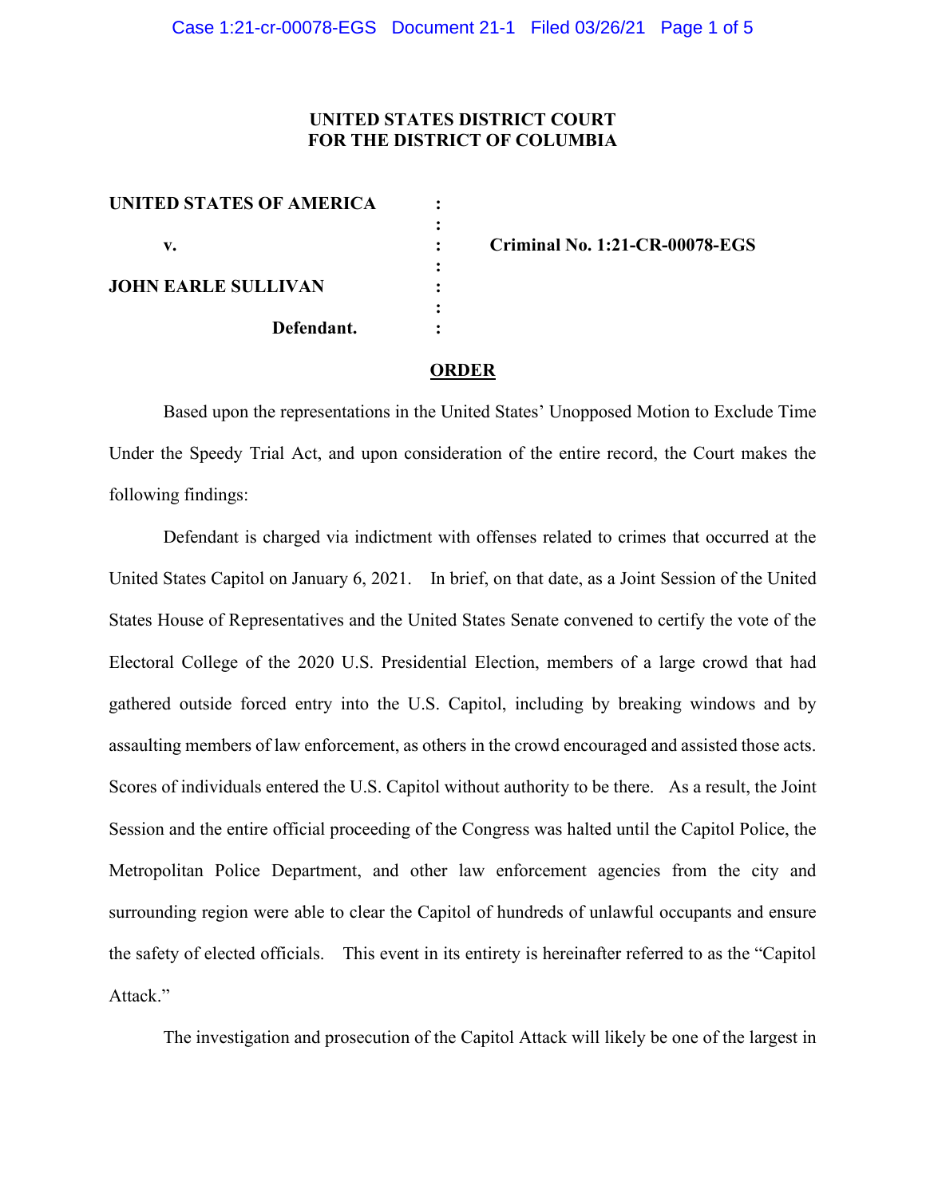**UNITED STATES DISTRICT COURT**
**FOR THE DISTRICT OF COLUMBIA**

| | | |
|---|---|---|
| **UNITED STATES OF AMERICA** | : | |
| | : | |
| **v.** | : | **Criminal No. 1:21-CR-00078-EGS** |
| | : | |
| **JOHN EARLE SULLIVAN** | : | |
| | : | |
| **Defendant.** | : | |

**ORDER**

Based upon the representations in the United States' Unopposed Motion to Exclude Time Under the Speedy Trial Act, and upon consideration of the entire record, the Court makes the following findings:

Defendant is charged via indictment with offenses related to crimes that occurred at the United States Capitol on January 6, 2021. In brief, on that date, as a Joint Session of the United States House of Representatives and the United States Senate convened to certify the vote of the Electoral College of the 2020 U.S. Presidential Election, members of a large crowd that had gathered outside forced entry into the U.S. Capitol, including by breaking windows and by assaulting members of law enforcement, as others in the crowd encouraged and assisted those acts. Scores of individuals entered the U.S. Capitol without authority to be there. As a result, the Joint Session and the entire official proceeding of the Congress was halted until the Capitol Police, the Metropolitan Police Department, and other law enforcement agencies from the city and surrounding region were able to clear the Capitol of hundreds of unlawful occupants and ensure the safety of elected officials. This event in its entirety is hereinafter referred to as the "Capitol Attack."

The investigation and prosecution of the Capitol Attack will likely be one of the largest in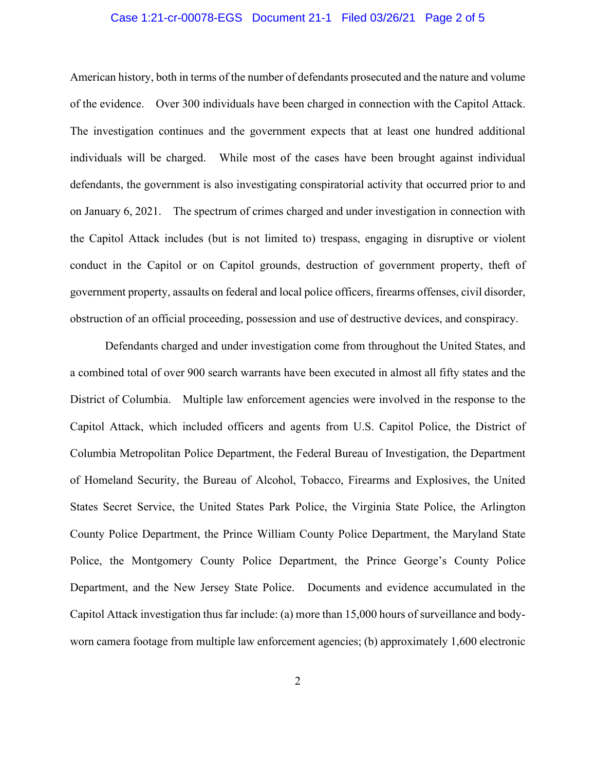American history, both in terms of the number of defendants prosecuted and the nature and volume of the evidence. Over 300 individuals have been charged in connection with the Capitol Attack. The investigation continues and the government expects that at least one hundred additional individuals will be charged. While most of the cases have been brought against individual defendants, the government is also investigating conspiratorial activity that occurred prior to and on January 6, 2021. The spectrum of crimes charged and under investigation in connection with the Capitol Attack includes (but is not limited to) trespass, engaging in disruptive or violent conduct in the Capitol or on Capitol grounds, destruction of government property, theft of government property, assaults on federal and local police officers, firearms offenses, civil disorder, obstruction of an official proceeding, possession and use of destructive devices, and conspiracy.

Defendants charged and under investigation come from throughout the United States, and a combined total of over 900 search warrants have been executed in almost all fifty states and the District of Columbia. Multiple law enforcement agencies were involved in the response to the Capitol Attack, which included officers and agents from U.S. Capitol Police, the District of Columbia Metropolitan Police Department, the Federal Bureau of Investigation, the Department of Homeland Security, the Bureau of Alcohol, Tobacco, Firearms and Explosives, the United States Secret Service, the United States Park Police, the Virginia State Police, the Arlington County Police Department, the Prince William County Police Department, the Maryland State Police, the Montgomery County Police Department, the Prince George's County Police Department, and the New Jersey State Police. Documents and evidence accumulated in the Capitol Attack investigation thus far include: (a) more than 15,000 hours of surveillance and body-worn camera footage from multiple law enforcement agencies; (b) approximately 1,600 electronic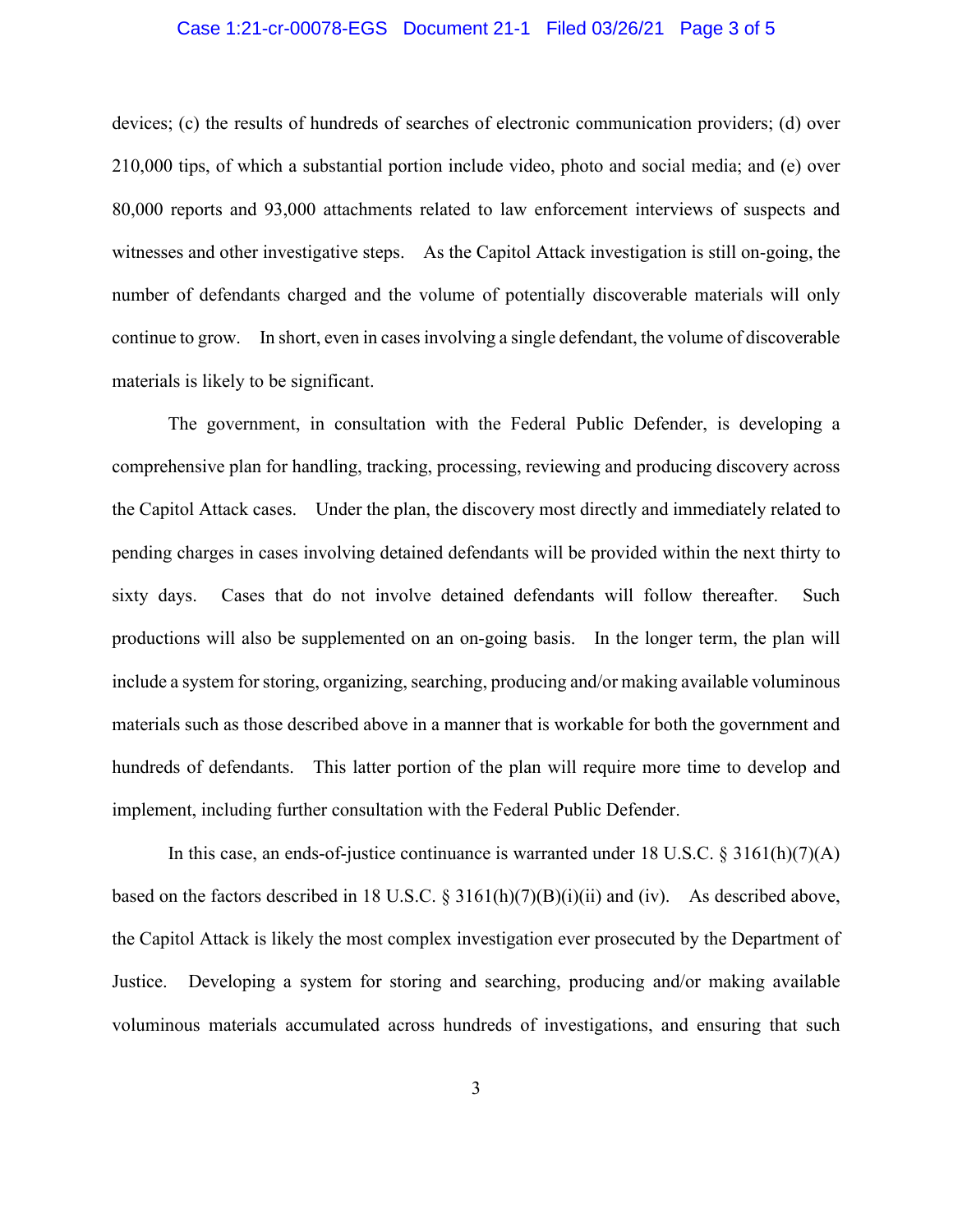devices; (c) the results of hundreds of searches of electronic communication providers; (d) over 210,000 tips, of which a substantial portion include video, photo and social media; and (e) over 80,000 reports and 93,000 attachments related to law enforcement interviews of suspects and witnesses and other investigative steps. As the Capitol Attack investigation is still on-going, the number of defendants charged and the volume of potentially discoverable materials will only continue to grow. In short, even in cases involving a single defendant, the volume of discoverable materials is likely to be significant.

The government, in consultation with the Federal Public Defender, is developing a comprehensive plan for handling, tracking, processing, reviewing and producing discovery across the Capitol Attack cases. Under the plan, the discovery most directly and immediately related to pending charges in cases involving detained defendants will be provided within the next thirty to sixty days. Cases that do not involve detained defendants will follow thereafter. Such productions will also be supplemented on an on-going basis. In the longer term, the plan will include a system for storing, organizing, searching, producing and/or making available voluminous materials such as those described above in a manner that is workable for both the government and hundreds of defendants. This latter portion of the plan will require more time to develop and implement, including further consultation with the Federal Public Defender.

In this case, an ends-of-justice continuance is warranted under 18 U.S.C. § 3161(h)(7)(A) based on the factors described in 18 U.S.C. § 3161(h)(7)(B)(i)(ii) and (iv). As described above, the Capitol Attack is likely the most complex investigation ever prosecuted by the Department of Justice. Developing a system for storing and searching, producing and/or making available voluminous materials accumulated across hundreds of investigations, and ensuring that such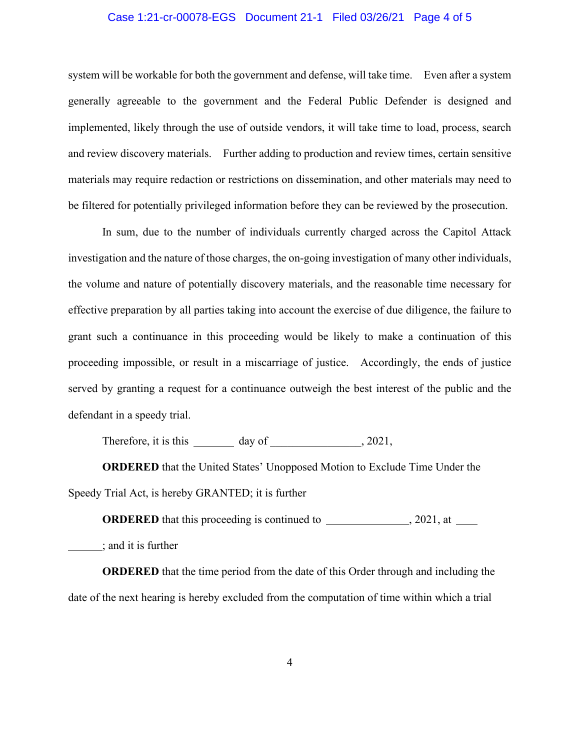system will be workable for both the government and defense, will take time. Even after a system generally agreeable to the government and the Federal Public Defender is designed and implemented, likely through the use of outside vendors, it will take time to load, process, search and review discovery materials. Further adding to production and review times, certain sensitive materials may require redaction or restrictions on dissemination, and other materials may need to be filtered for potentially privileged information before they can be reviewed by the prosecution.

In sum, due to the number of individuals currently charged across the Capitol Attack investigation and the nature of those charges, the on-going investigation of many other individuals, the volume and nature of potentially discovery materials, and the reasonable time necessary for effective preparation by all parties taking into account the exercise of due diligence, the failure to grant such a continuance in this proceeding would be likely to make a continuation of this proceeding impossible, or result in a miscarriage of justice. Accordingly, the ends of justice served by granting a request for a continuance outweigh the best interest of the public and the defendant in a speedy trial.

Therefore, it is this _______ day of ________________, 2021,

**ORDERED** that the United States' Unopposed Motion to Exclude Time Under the Speedy Trial Act, is hereby GRANTED; it is further

**ORDERED** that this proceeding is continued to ______________, 2021, at ____ ______; and it is further

**ORDERED** that the time period from the date of this Order through and including the date of the next hearing is hereby excluded from the computation of time within which a trial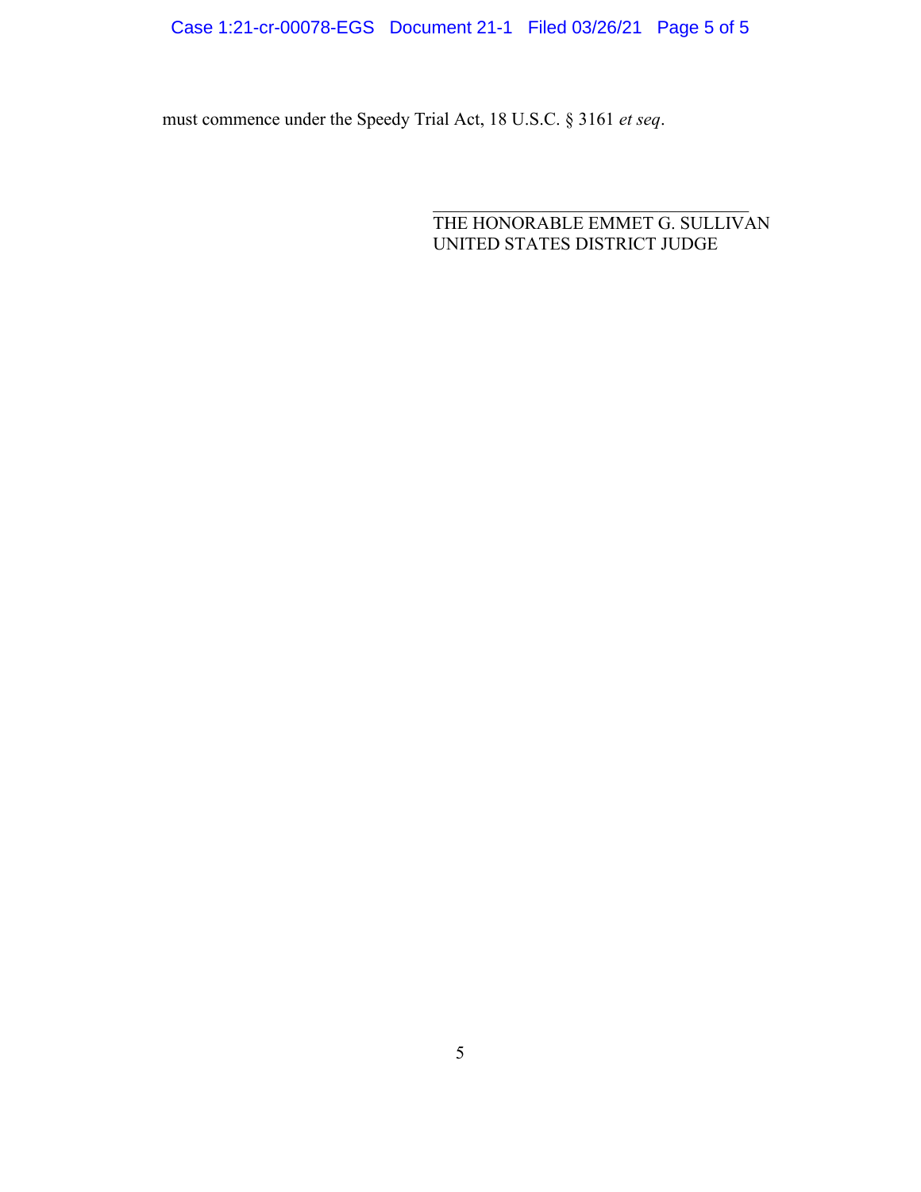must commence under the Speedy Trial Act, 18 U.S.C. § 3161 *et seq*.

\_\_\_\_\_\_\_\_\_\_\_\_\_\_\_\_\_\_\_\_\_\_\_\_\_\_\_\_\_\_\_\_\_\_\_\_
THE HONORABLE EMMET G. SULLIVAN
UNITED STATES DISTRICT JUDGE